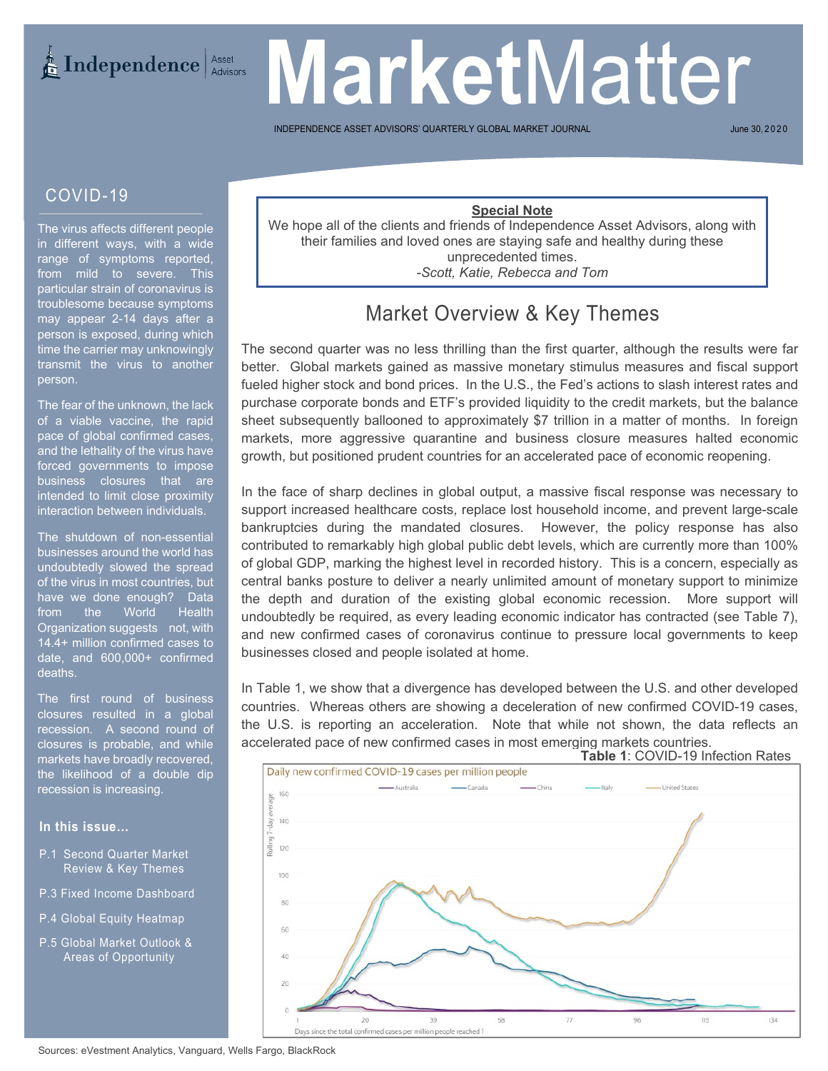# MarketMatter

Independence Asset Advisors

INDEPENDENCE ASSET ADVISORS' QUARTERLY GLOBAL MARKET JOURNAL

June 30, 2020

## COVID-19

The virus affects different people in different ways, with a wide range of symptoms reported, from mild to severe. This particular strain of coronavirus is troublesome because symptoms may appear 2-14 days after a person is exposed, during which time the carrier may unknowingly transmit the virus to another person.

The fear of the unknown, the lack of a viable vaccine, the rapid pace of global confirmed cases, and the lethality of the virus have forced governments to impose business closures that are intended to limit close proximity interaction between individuals.

The shutdown of non-essential businesses around the world has undoubtedly slowed the spread of the virus in most countries, but have we done enough? Data from the World Health Organization suggests not, with 14.4+ million confirmed cases to date, and 600,000+ confirmed deaths.

The first round of business closures resulted in a global recession. A second round of closures is probable, and while markets have broadly recovered, the likelihood of a double dip recession is increasing.

**In this issue...**

- P.1 Second Quarter Market Review & Key Themes
- P.3 Fixed Income Dashboard
- P.4 Global Equity Heatmap
- P.5 Global Market Outlook & Areas of Opportunity

**Special Note**

We hope all of the clients and friends of Independence Asset Advisors, along with their families and loved ones are staying safe and healthy during these unprecedented times.

*-Scott, Katie, Rebecca and Tom*

## Market Overview & Key Themes

The second quarter was no less thrilling than the first quarter, although the results were far better. Global markets gained as massive monetary stimulus measures and fiscal support fueled higher stock and bond prices. In the U.S., the Fed's actions to slash interest rates and purchase corporate bonds and ETF's provided liquidity to the credit markets, but the balance sheet subsequently ballooned to approximately $7 trillion in a matter of months. In foreign markets, more aggressive quarantine and business closure measures halted economic growth, but positioned prudent countries for an accelerated pace of economic reopening.

In the face of sharp declines in global output, a massive fiscal response was necessary to support increased healthcare costs, replace lost household income, and prevent large-scale bankruptcies during the mandated closures. However, the policy response has also contributed to remarkably high global public debt levels, which are currently more than 100% of global GDP, marking the highest level in recorded history. This is a concern, especially as central banks posture to deliver a nearly unlimited amount of monetary support to minimize the depth and duration of the existing global economic recession. More support will undoubtedly be required, as every leading economic indicator has contracted (see Table 7), and new confirmed cases of coronavirus continue to pressure local governments to keep businesses closed and people isolated at home.

In Table 1, we show that a divergence has developed between the U.S. and other developed countries. Whereas others are showing a deceleration of new confirmed COVID-19 cases, the U.S. is reporting an acceleration. Note that while not shown, the data reflects an accelerated pace of new confirmed cases in most emerging markets countries.

**Table 1**: COVID-19 Infection Rates

Daily new confirmed COVID-19 cases per million people

Australia, Canada, China, Italy, United States

Rolling 7-day average

Days since the total confirmed cases per million people reached 1

Sources: eVestment Analytics, Vanguard, Wells Fargo, BlackRock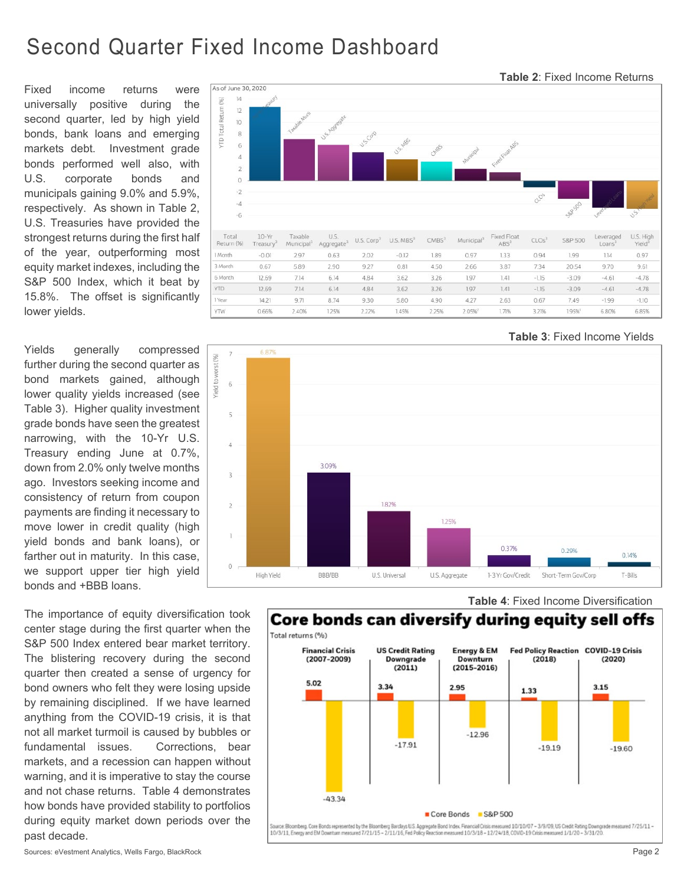# Second Quarter Fixed Income Dashboard

Fixed income returns were universally positive during the second quarter, led by high yield bonds, bank loans and emerging markets debt. Investment grade bonds performed well also, with U.S. corporate bonds and municipals gaining 9.0% and 5.9%, respectively. As shown in Table 2, U.S. Treasuries have provided the strongest returns during the first half of the year, outperforming most equity market indexes, including the S&P 500 Index, which it beat by 15.8%. The offset is significantly lower yields.

**Table 2**: Fixed Income Returns

As of June 30, 2020

| Total Return (%) | 10-Yr Treasury[3] | Taxable Municipal[3] | U.S. Aggregate[3] | U.S. Corp[3] | U.S. MBS[3] | CMBS[3] | Municipal[3] | Fixed Float ABS[3] | CLOs[3] | S&P 500 | Leveraged Loans[3] | U.S. High Yield[3] |
|---|---|---|---|---|---|---|---|---|---|---|---|---|
| 1 Month | -0.01 | 2.97 | 0.63 | 2.02 | -0.12 | 1.89 | 0.97 | 1.33 | 0.94 | 1.99 | 1.14 | 0.97 |
| 3 Month | 0.67 | 5.89 | 2.90 | 9.27 | 0.81 | 4.50 | 2.66 | 3.87 | 7.34 | 20.54 | 9.70 | 9.61 |
| 6 Month | 12.69 | 7.14 | 6.14 | 4.84 | 3.62 | 3.26 | 1.97 | 1.41 | -1.15 | -3.09 | -4.61 | -4.78 |
| YTD | 12.69 | 7.14 | 6.14 | 4.84 | 3.62 | 3.26 | 1.97 | 1.41 | -1.15 | -3.09 | -4.61 | -4.78 |
| 1 Year | 14.21 | 9.71 | 8.74 | 9.30 | 5.80 | 4.90 | 4.27 | 2.63 | 0.67 | 7.49 | -1.99 | -1.10 |
| YTW | 0.66% | 2.40% | 1.25% | 2.22% | 1.45% | 2.25% | 2.05%[4] | 1.71% | 3.21% | 1.95%[5] | 6.80% | 6.85% |

Yields generally compressed further during the second quarter as bond markets gained, although lower quality yields increased (see Table 3). Higher quality investment grade bonds have seen the greatest narrowing, with the 10-Yr U.S. Treasury ending June at 0.7%, down from 2.0% only twelve months ago. Investors seeking income and consistency of return from coupon payments are finding it necessary to move lower in credit quality (high yield bonds and bank loans), or farther out in maturity. In this case, we support upper tier high yield bonds and +BBB loans.

**Table 3**: Fixed Income Yields

| Yield to worst (%) | High Yield | BBB/BB | U.S. Universal | U.S. Aggregate | 1-3 Yr Gov/Credit | Short-Term Gov/Corp | T-Bills |
|---|---|---|---|---|---|---|---|
| | 6.87% | 3.09% | 1.82% | 1.25% | 0.37% | 0.29% | 0.14% |

The importance of equity diversification took center stage during the first quarter when the S&P 500 Index entered bear market territory. The blistering recovery during the second quarter then created a sense of urgency for bond owners who felt they were losing upside by remaining disciplined. If we have learned anything from the COVID-19 crisis, it is that not all market turmoil is caused by bubbles or fundamental issues. Corrections, bear markets, and a recession can happen without warning, and it is imperative to stay the course and not chase returns. Table 4 demonstrates how bonds have provided stability to portfolios during equity market down periods over the past decade.

**Table 4**: Fixed Income Diversification

**Core bonds can diversify during equity sell offs**

Total returns (%)

| | Financial Crisis (2007-2009) | US Credit Rating Downgrade (2011) | Energy & EM Downturn (2015-2016) | Fed Policy Reaction (2018) | COVID-19 Crisis (2020) |
|---|---|---|---|---|---|
| Core Bonds | 5.02 | 3.34 | 2.95 | 1.33 | 3.15 |
| S&P 500 | -43.34 | -17.91 | -12.96 | -19.19 | -19.60 |

Source: Bloomberg. Core Bonds represented by the Bloomberg Barclays U.S. Aggregate Bond Index. Financial Crisis measured 10/10/07 – 3/9/09, US Credit Rating Downgrade measured 7/25/11 – 10/3/11, Energy and EM Downturn measured 7/21/15 – 2/11/16, Fed Policy Reaction measured 10/3/18 – 12/24/18, COVID-19 Crisis measured 1/1/20 – 3/31/20.

Sources: eVestment Analytics, Wells Fargo, BlackRock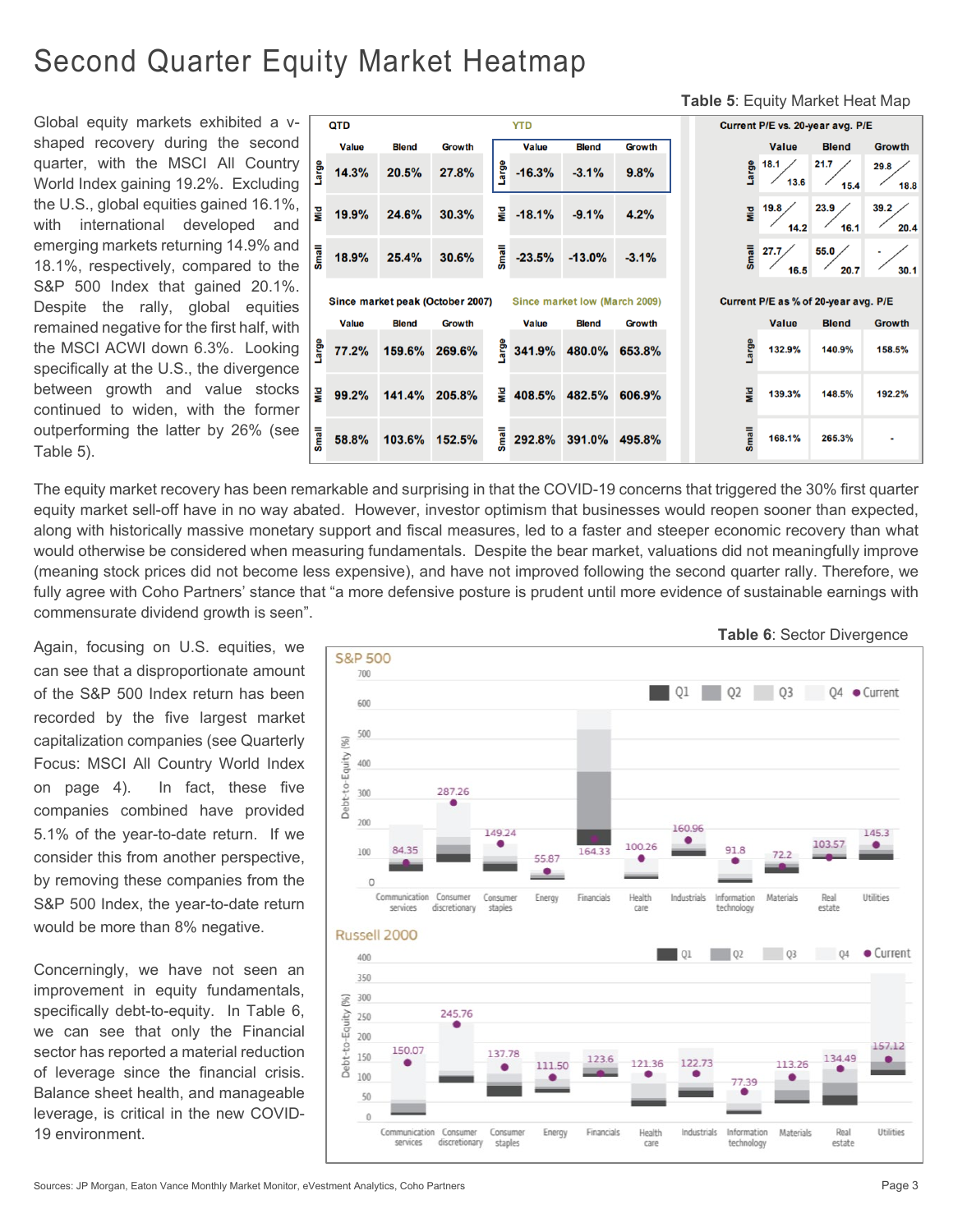# Second Quarter Equity Market Heatmap

Global equity markets exhibited a v-shaped recovery during the second quarter, with the MSCI All Country World Index gaining 19.2%. Excluding the U.S., global equities gained 16.1%, with international developed and emerging markets returning 14.9% and 18.1%, respectively, compared to the S&P 500 Index that gained 20.1%. Despite the rally, global equities remained negative for the first half, with the MSCI ACWI down 6.3%. Looking specifically at the U.S., the divergence between growth and value stocks continued to widen, with the former outperforming the latter by 26% (see Table 5).

**Table 5**: Equity Market Heat Map

| QTD | Value | Blend | Growth | YTD | Value | Blend | Growth |
|---|---|---|---|---|---|---|---|
| Large | 14.3% | 20.5% | 27.8% | Large | -16.3% | -3.1% | 9.8% |
| Mid | 19.9% | 24.6% | 30.3% | Mid | -18.1% | -9.1% | 4.2% |
| Small | 18.9% | 25.4% | 30.6% | Small | -23.5% | -13.0% | -3.1% |

| Since market peak (October 2007) | Value | Blend | Growth | Since market low (March 2009) | Value | Blend | Growth |
|---|---|---|---|---|---|---|---|
| Large | 77.2% | 159.6% | 269.6% | Large | 341.9% | 480.0% | 653.8% |
| Mid | 99.2% | 141.4% | 205.8% | Mid | 408.5% | 482.5% | 606.9% |
| Small | 58.8% | 103.6% | 152.5% | Small | 292.8% | 391.0% | 495.8% |

| Current P/E vs. 20-year avg. P/E | Value | Blend | Growth |
|---|---|---|---|
| Large | 18.1 / 13.6 | 21.7 / 15.4 | 29.8 / 18.8 |
| Mid | 19.8 / 14.2 | 23.9 / 16.1 | 39.2 / 20.4 |
| Small | 27.7 / 16.5 | 55.0 / 20.7 | - / 30.1 |

| Current P/E as % of 20-year avg. P/E | Value | Blend | Growth |
|---|---|---|---|
| Large | 132.9% | 140.9% | 158.5% |
| Mid | 139.3% | 148.5% | 192.2% |
| Small | 168.1% | 265.3% | - |

The equity market recovery has been remarkable and surprising in that the COVID-19 concerns that triggered the 30% first quarter equity market sell-off have in no way abated. However, investor optimism that businesses would reopen sooner than expected, along with historically massive monetary support and fiscal measures, led to a faster and steeper economic recovery than what would otherwise be considered when measuring fundamentals. Despite the bear market, valuations did not meaningfully improve (meaning stock prices did not become less expensive), and have not improved following the second quarter rally. Therefore, we fully agree with Coho Partners' stance that "a more defensive posture is prudent until more evidence of sustainable earnings with commensurate dividend growth is seen".

Again, focusing on U.S. equities, we can see that a disproportionate amount of the S&P 500 Index return has been recorded by the five largest market capitalization companies (see Quarterly Focus: MSCI All Country World Index on page 4). In fact, these five companies combined have provided 5.1% of the year-to-date return. If we consider this from another perspective, by removing these companies from the S&P 500 Index, the year-to-date return would be more than 8% negative.

Concerningly, we have not seen an improvement in equity fundamentals, specifically debt-to-equity. In Table 6, we can see that only the Financial sector has reported a material reduction of leverage since the financial crisis. Balance sheet health, and manageable leverage, is critical in the new COVID-19 environment.

**Table 6**: Sector Divergence

S&P 500 – Debt-to-Equity (%), Current

| Sector | Current |
|---|---|
| Communication services | 84.35 |
| Consumer discretionary | 287.26 |
| Consumer staples | 149.24 |
| Energy | 55.87 |
| Financials | 164.33 |
| Health care | 100.26 |
| Industrials | 160.96 |
| Information technology | 91.8 |
| Materials | 72.2 |
| Real estate | 103.57 |
| Utilities | 145.3 |

Russell 2000 – Debt-to-Equity (%), Current

| Sector | Current |
|---|---|
| Communication services | 150.07 |
| Consumer discretionary | 245.76 |
| Consumer staples | 137.78 |
| Energy | 111.50 |
| Financials | 123.6 |
| Health care | 121.36 |
| Industrials | 122.73 |
| Information technology | 77.39 |
| Materials | 113.26 |
| Real estate | 134.49 |
| Utilities | 157.12 |

Sources: JP Morgan, Eaton Vance Monthly Market Monitor, eVestment Analytics, Coho Partners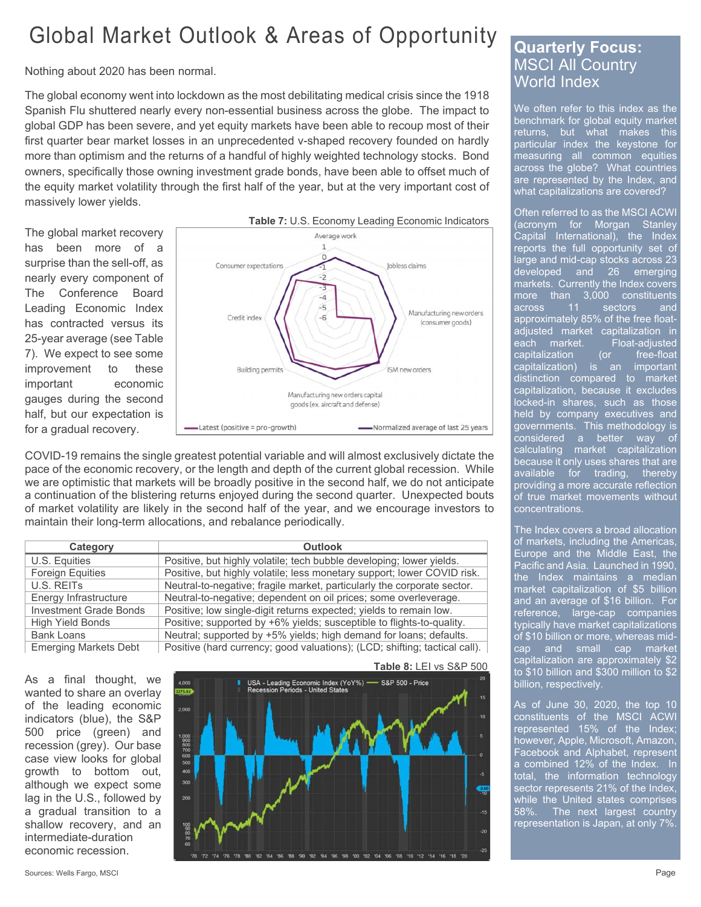# Global Market Outlook & Areas of Opportunity

Nothing about 2020 has been normal.

The global economy went into lockdown as the most debilitating medical crisis since the 1918 Spanish Flu shuttered nearly every non-essential business across the globe. The impact to global GDP has been severe, and yet equity markets have been able to recoup most of their first quarter bear market losses in an unprecedented v-shaped recovery founded on hardly more than optimism and the returns of a handful of highly weighted technology stocks. Bond owners, specifically those owning investment grade bonds, have been able to offset much of the equity market volatility through the first half of the year, but at the very important cost of massively lower yields.

The global market recovery has been more of a surprise than the sell-off, as nearly every component of The Conference Board Leading Economic Index has contracted versus its 25-year average (see Table 7). We expect to see some improvement to these important economic gauges during the second half, but our expectation is for a gradual recovery.

**Table 7:** U.S. Economy Leading Economic Indicators

Average work
1
0
-1
-2
-3
-4
-5
-6
Jobless claims
Manufacturing new orders (consumer goods)
ISM new orders
Manufacturing new orders capital goods (ex. aircraft and defense)
Building permits
Credit index
Consumer expectations
Latest (positive = pro-growth)
Normalized average of last 25 years

COVID-19 remains the single greatest potential variable and will almost exclusively dictate the pace of the economic recovery, or the length and depth of the current global recession. While we are optimistic that markets will be broadly positive in the second half, we do not anticipate a continuation of the blistering returns enjoyed during the second quarter. Unexpected bouts of market volatility are likely in the second half of the year, and we encourage investors to maintain their long-term allocations, and rebalance periodically.

| Category | Outlook |
|---|---|
| U.S. Equities | Positive, but highly volatile; tech bubble developing; lower yields. |
| Foreign Equities | Positive, but highly volatile; less monetary support; lower COVID risk. |
| U.S. REITs | Neutral-to-negative; fragile market, particularly the corporate sector. |
| Energy Infrastructure | Neutral-to-negative; dependent on oil prices; some overleverage. |
| Investment Grade Bonds | Positive; low single-digit returns expected; yields to remain low. |
| High Yield Bonds | Positive; supported by +6% yields; susceptible to flights-to-quality. |
| Bank Loans | Neutral; supported by +5% yields; high demand for loans; defaults. |
| Emerging Markets Debt | Positive (hard currency; good valuations); (LCD; shifting; tactical call). |

As a final thought, we wanted to share an overlay of the leading economic indicators (blue), the S&P 500 price (green) and recession (grey). Our base case view looks for global growth to bottom out, although we expect some lag in the U.S., followed by a gradual transition to a shallow recovery, and an intermediate-duration economic recession.

**Table 8:** LEI vs S&P 500

USA - Leading Economic Index (YoY%)
S&P 500 - Price
Recession Periods - United States
4,000
3275.92
2,000
1,000
900
800
700
600
500
400
300
200
100
90
80
70
60
20
15
10
5
0
-5
-8.60
-10
-15
-20
-25
'70 '72 '74 '76 '78 '80 '82 '84 '86 '88 '90 '92 '94 '96 '98 '00 '02 '04 '06 '08 '10 '12 '14 '16 '18 '20

## Quarterly Focus: MSCI All Country World Index

We often refer to this index as the benchmark for global equity market returns, but what makes this particular index the keystone for measuring all common equities across the globe? What countries are represented by the Index, and what capitalizations are covered?

Often referred to as the MSCI ACWI (acronym for Morgan Stanley Capital International), the Index reports the full opportunity set of large and mid-cap stocks across 23 developed and 26 emerging markets. Currently the Index covers more than 3,000 constituents across 11 sectors and approximately 85% of the free float-adjusted market capitalization in each market. Float-adjusted capitalization (or free-float capitalization) is an important distinction compared to market capitalization, because it excludes locked-in shares, such as those held by company executives and governments. This methodology is considered a better way of calculating market capitalization because it only uses shares that are available for trading, thereby providing a more accurate reflection of true market movements without concentrations.

The Index covers a broad allocation of markets, including the Americas, Europe and the Middle East, the Pacific and Asia. Launched in 1990, the Index maintains a median market capitalization of $5 billion and an average of $16 billion. For reference, large-cap companies typically have market capitalizations of $10 billion or more, whereas mid-cap and small cap market capitalization are approximately $2 to $10 billion and $300 million to $2 billion, respectively.

As of June 30, 2020, the top 10 constituents of the MSCI ACWI represented 15% of the Index; however, Apple, Microsoft, Amazon, Facebook and Alphabet, represent a combined 12% of the Index. In total, the information technology sector represents 21% of the Index, while the United states comprises 58%. The next largest country representation is Japan, at only 7%.

Sources: Wells Fargo, MSCI